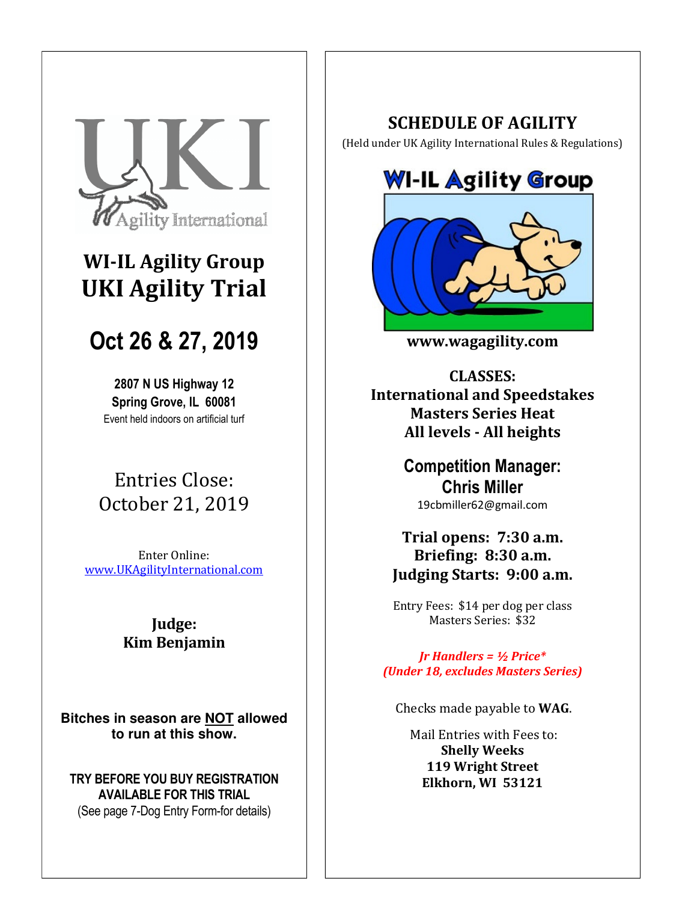# WI-IL Agility Group
# UKI Agility Trial

## Oct 26 & 27, 2019

**2807 N US Highway 12**
**Spring Grove, IL 60081**
Event held indoors on artificial turf

Entries Close:
October 21, 2019

Enter Online:
www.UKAgilityInternational.com

**Judge:**
**Kim Benjamin**

**Bitches in season are NOT allowed to run at this show.**

**TRY BEFORE YOU BUY REGISTRATION AVAILABLE FOR THIS TRIAL**
(See page 7-Dog Entry Form-for details)

## SCHEDULE OF AGILITY

(Held under UK Agility International Rules & Regulations)

**WI-IL Agility Group**

**www.wagagility.com**

**CLASSES:**
**International and Speedstakes**
**Masters Series Heat**
**All levels - All heights**

**Competition Manager:**
**Chris Miller**
19cbmiller62@gmail.com

**Trial opens: 7:30 a.m.**
**Briefing: 8:30 a.m.**
**Judging Starts: 9:00 a.m.**

Entry Fees: $14 per dog per class
Masters Series: $32

***Jr Handlers = ½ Price****
***(Under 18, excludes Masters Series)***

Checks made payable to **WAG**.

Mail Entries with Fees to:
**Shelly Weeks**
**119 Wright Street**
**Elkhorn, WI 53121**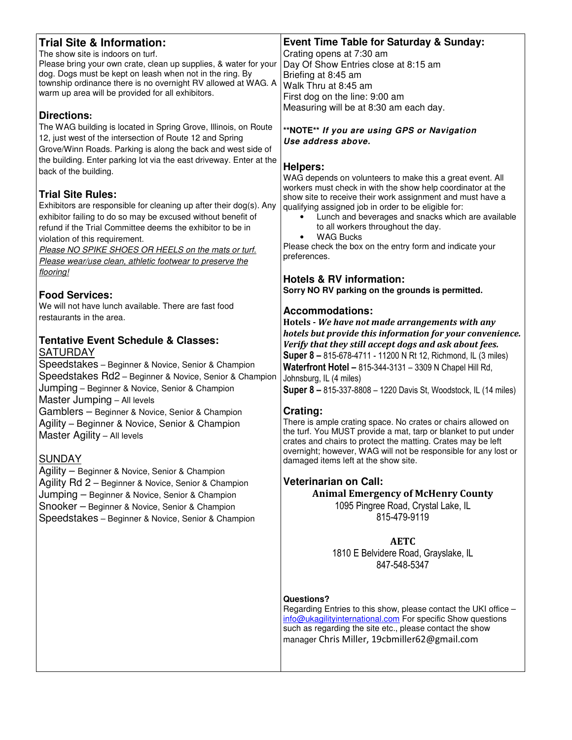## Trial Site & Information:

The show site is indoors on turf.
Please bring your own crate, clean up supplies, & water for your dog. Dogs must be kept on leash when not in the ring. By township ordinance there is no overnight RV allowed at WAG. A warm up area will be provided for all exhibitors.

## Directions:

The WAG building is located in Spring Grove, Illinois, on Route 12, just west of the intersection of Route 12 and Spring Grove/Winn Roads. Parking is along the back and west side of the building. Enter parking lot via the east driveway. Enter at the back of the building.

## Trial Site Rules:

Exhibitors are responsible for cleaning up after their dog(s). Any exhibitor failing to do so may be excused without benefit of refund if the Trial Committee deems the exhibitor to be in violation of this requirement.
*Please NO SPIKE SHOES OR HEELS on the mats or turf. Please wear/use clean, athletic footwear to preserve the flooring!*

## Food Services:

We will not have lunch available. There are fast food restaurants in the area.

## Tentative Event Schedule & Classes:

**SATURDAY**

Speedstakes – Beginner & Novice, Senior & Champion
Speedstakes Rd2 – Beginner & Novice, Senior & Champion
Jumping – Beginner & Novice, Senior & Champion
Master Jumping – All levels
Gamblers – Beginner & Novice, Senior & Champion
Agility – Beginner & Novice, Senior & Champion
Master Agility – All levels

**SUNDAY**

Agility – Beginner & Novice, Senior & Champion
Agility Rd 2 – Beginner & Novice, Senior & Champion
Jumping – Beginner & Novice, Senior & Champion
Snooker – Beginner & Novice, Senior & Champion
Speedstakes – Beginner & Novice, Senior & Champion

## Event Time Table for Saturday & Sunday:

Crating opens at 7:30 am
Day Of Show Entries close at 8:15 am
Briefing at 8:45 am
Walk Thru at 8:45 am
First dog on the line: 9:00 am
Measuring will be at 8:30 am each day.

**\*\*NOTE\*\*** ***If you are using GPS or Navigation Use address above.***

## Helpers:

WAG depends on volunteers to make this a great event. All workers must check in with the show help coordinator at the show site to receive their work assignment and must have a qualifying assigned job in order to be eligible for:

- Lunch and beverages and snacks which are available to all workers throughout the day.
- WAG Bucks

Please check the box on the entry form and indicate your preferences.

## Hotels & RV information:

**Sorry NO RV parking on the grounds is permitted.**

## Accommodations:

**Hotels** - ***We have not made arrangements with any hotels but provide this information for your convenience. Verify that they still accept dogs and ask about fees.***

**Super 8 –** 815-678-4711 - 11200 N Rt 12, Richmond, IL (3 miles)
**Waterfront Hotel –** 815-344-3131 – 3309 N Chapel Hill Rd, Johnsburg, IL (4 miles)
**Super 8 –** 815-337-8808 – 1220 Davis St, Woodstock, IL (14 miles)

## Crating:

There is ample crating space. No crates or chairs allowed on the turf. You MUST provide a mat, tarp or blanket to put under crates and chairs to protect the matting. Crates may be left overnight; however, WAG will not be responsible for any lost or damaged items left at the show site.

## Veterinarian on Call:

**Animal Emergency of McHenry County**
1095 Pingree Road, Crystal Lake, IL
815-479-9119

**AETC**
1810 E Belvidere Road, Grayslake, IL
847-548-5347

**Questions?**
Regarding Entries to this show, please contact the UKI office – info@ukagilityinternational.com For specific Show questions such as regarding the site etc., please contact the show manager Chris Miller, 19cbmiller62@gmail.com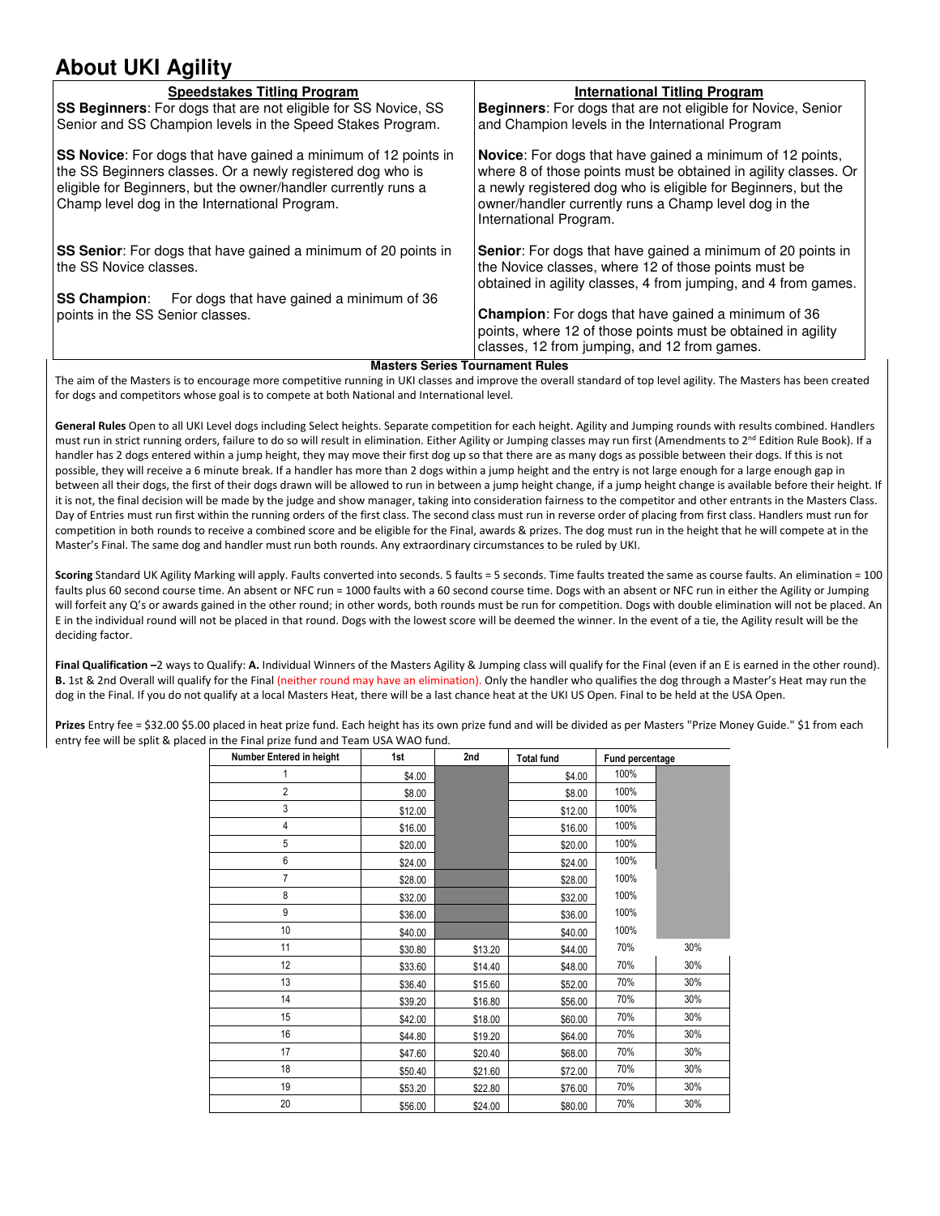# About UKI Agility

| Speedstakes Titling Program | International Titling Program |
|---|---|
| **SS Beginners**: For dogs that are not eligible for SS Novice, SS Senior and SS Champion levels in the Speed Stakes Program. | **Beginners**: For dogs that are not eligible for Novice, Senior and Champion levels in the International Program |
| **SS Novice**: For dogs that have gained a minimum of 12 points in the SS Beginners classes. Or a newly registered dog who is eligible for Beginners, but the owner/handler currently runs a Champ level dog in the International Program. | **Novice**: For dogs that have gained a minimum of 12 points, where 8 of those points must be obtained in agility classes. Or a newly registered dog who is eligible for Beginners, but the owner/handler currently runs a Champ level dog in the International Program. |
| **SS Senior**: For dogs that have gained a minimum of 20 points in the SS Novice classes. | **Senior**: For dogs that have gained a minimum of 20 points in the Novice classes, where 12 of those points must be obtained in agility classes, 4 from jumping, and 4 from games. |
| **SS Champion**: For dogs that have gained a minimum of 36 points in the SS Senior classes. | **Champion**: For dogs that have gained a minimum of 36 points, where 12 of those points must be obtained in agility classes, 12 from jumping, and 12 from games. |

## Masters Series Tournament Rules

The aim of the Masters is to encourage more competitive running in UKI classes and improve the overall standard of top level agility. The Masters has been created for dogs and competitors whose goal is to compete at both National and International level.

**General Rules** Open to all UKI Level dogs including Select heights. Separate competition for each height. Agility and Jumping rounds with results combined. Handlers must run in strict running orders, failure to do so will result in elimination. Either Agility or Jumping classes may run first (Amendments to 2nd Edition Rule Book). If a handler has 2 dogs entered within a jump height, they may move their first dog up so that there are as many dogs as possible between their dogs. If this is not possible, they will receive a 6 minute break. If a handler has more than 2 dogs within a jump height and the entry is not large enough for a large enough gap in between all their dogs, the first of their dogs drawn will be allowed to run in between a jump height change, if a jump height change is available before their height. If it is not, the final decision will be made by the judge and show manager, taking into consideration fairness to the competitor and other entrants in the Masters Class. Day of Entries must run first within the running orders of the first class. The second class must run in reverse order of placing from first class. Handlers must run for competition in both rounds to receive a combined score and be eligible for the Final, awards & prizes. The dog must run in the height that he will compete at in the Master's Final. The same dog and handler must run both rounds. Any extraordinary circumstances to be ruled by UKI.

**Scoring** Standard UK Agility Marking will apply. Faults converted into seconds. 5 faults = 5 seconds. Time faults treated the same as course faults. An elimination = 100 faults plus 60 second course time. An absent or NFC run = 1000 faults with a 60 second course time. Dogs with an absent or NFC run in either the Agility or Jumping will forfeit any Q's or awards gained in the other round; in other words, both rounds must be run for competition. Dogs with double elimination will not be placed. An E in the individual round will not be placed in that round. Dogs with the lowest score will be deemed the winner. In the event of a tie, the Agility result will be the deciding factor.

**Final Qualification –** 2 ways to Qualify: **A.** Individual Winners of the Masters Agility & Jumping class will qualify for the Final (even if an E is earned in the other round). **B.** 1st & 2nd Overall will qualify for the Final (neither round may have an elimination). Only the handler who qualifies the dog through a Master's Heat may run the dog in the Final. If you do not qualify at a local Masters Heat, there will be a last chance heat at the UKI US Open. Final to be held at the USA Open.

**Prizes** Entry fee = $32.00 $5.00 placed in heat prize fund. Each height has its own prize fund and will be divided as per Masters "Prize Money Guide." $1 from each entry fee will be split & placed in the Final prize fund and Team USA WAO fund.

| Number Entered in height | 1st | 2nd | Total fund | Fund percentage | |
|---|---|---|---|---|---|
| 1 | $4.00 | | $4.00 | 100% | |
| 2 | $8.00 | | $8.00 | 100% | |
| 3 | $12.00 | | $12.00 | 100% | |
| 4 | $16.00 | | $16.00 | 100% | |
| 5 | $20.00 | | $20.00 | 100% | |
| 6 | $24.00 | | $24.00 | 100% | |
| 7 | $28.00 | | $28.00 | 100% | |
| 8 | $32.00 | | $32.00 | 100% | |
| 9 | $36.00 | | $36.00 | 100% | |
| 10 | $40.00 | | $40.00 | 100% | |
| 11 | $30.80 | $13.20 | $44.00 | 70% | 30% |
| 12 | $33.60 | $14.40 | $48.00 | 70% | 30% |
| 13 | $36.40 | $15.60 | $52.00 | 70% | 30% |
| 14 | $39.20 | $16.80 | $56.00 | 70% | 30% |
| 15 | $42.00 | $18.00 | $60.00 | 70% | 30% |
| 16 | $44.80 | $19.20 | $64.00 | 70% | 30% |
| 17 | $47.60 | $20.40 | $68.00 | 70% | 30% |
| 18 | $50.40 | $21.60 | $72.00 | 70% | 30% |
| 19 | $53.20 | $22.80 | $76.00 | 70% | 30% |
| 20 | $56.00 | $24.00 | $80.00 | 70% | 30% |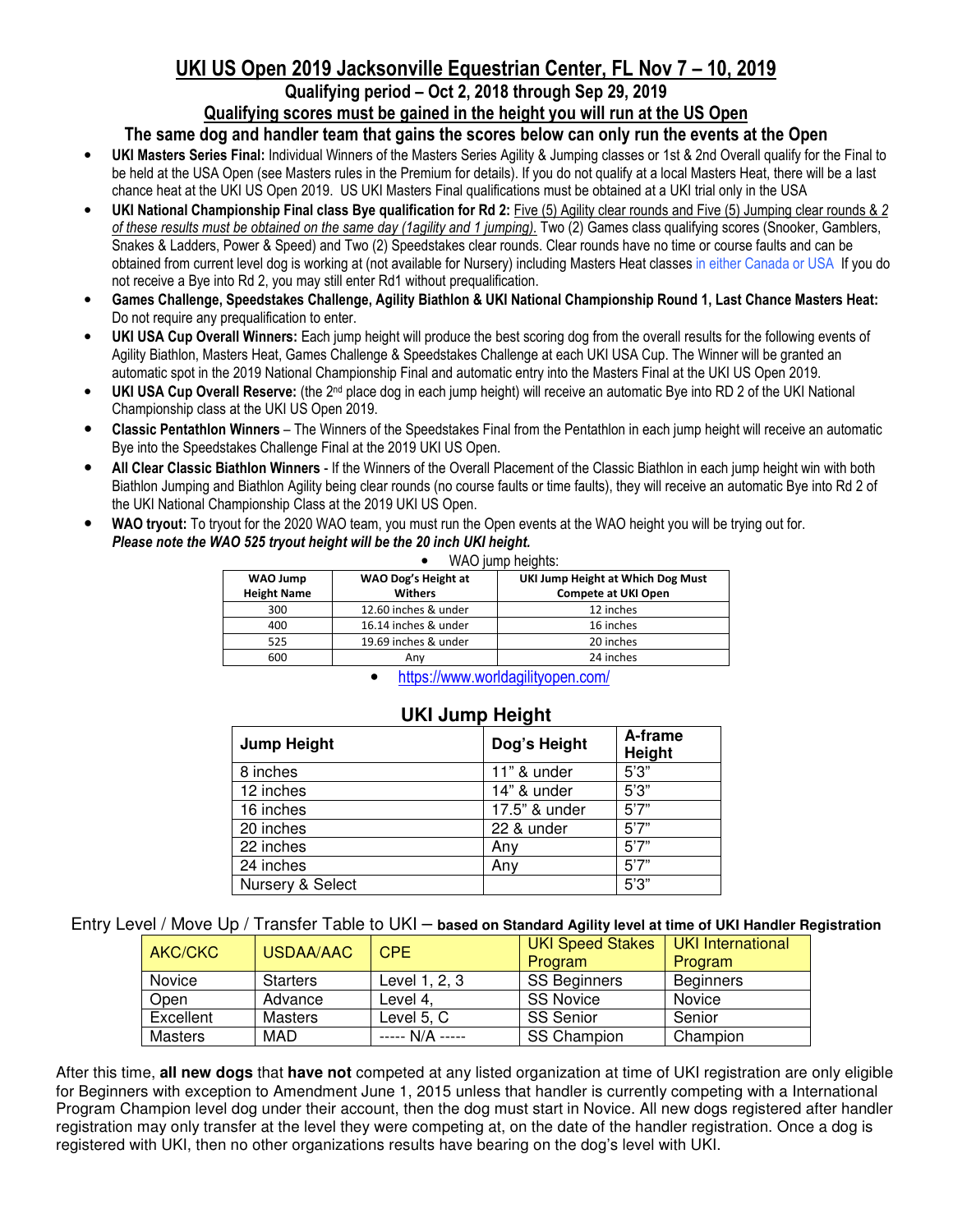# UKI US Open 2019 Jacksonville Equestrian Center, FL Nov 7 – 10, 2019

## Qualifying period – Oct 2, 2018 through Sep 29, 2019

## Qualifying scores must be gained in the height you will run at the US Open

## The same dog and handler team that gains the scores below can only run the events at the Open

- **UKI Masters Series Final:** Individual Winners of the Masters Series Agility & Jumping classes or 1st & 2nd Overall qualify for the Final to be held at the USA Open (see Masters rules in the Premium for details). If you do not qualify at a local Masters Heat, there will be a last chance heat at the UKI US Open 2019. US UKI Masters Final qualifications must be obtained at a UKI trial only in the USA
- **UKI National Championship Final class Bye qualification for Rd 2:** Five (5) Agility clear rounds and Five (5) Jumping clear rounds & *2 of these results must be obtained on the same day (1agility and 1 jumping).* Two (2) Games class qualifying scores (Snooker, Gamblers, Snakes & Ladders, Power & Speed) and Two (2) Speedstakes clear rounds. Clear rounds have no time or course faults and can be obtained from current level dog is working at (not available for Nursery) including Masters Heat classes in either Canada or USA If you do not receive a Bye into Rd 2, you may still enter Rd1 without prequalification.
- **Games Challenge, Speedstakes Challenge, Agility Biathlon & UKI National Championship Round 1, Last Chance Masters Heat:** Do not require any prequalification to enter.
- **UKI USA Cup Overall Winners:** Each jump height will produce the best scoring dog from the overall results for the following events of Agility Biathlon, Masters Heat, Games Challenge & Speedstakes Challenge at each UKI USA Cup. The Winner will be granted an automatic spot in the 2019 National Championship Final and automatic entry into the Masters Final at the UKI US Open 2019.
- **UKI USA Cup Overall Reserve:** (the 2nd place dog in each jump height) will receive an automatic Bye into RD 2 of the UKI National Championship class at the UKI US Open 2019.
- **Classic Pentathlon Winners** – The Winners of the Speedstakes Final from the Pentathlon in each jump height will receive an automatic Bye into the Speedstakes Challenge Final at the 2019 UKI US Open.
- **All Clear Classic Biathlon Winners** - If the Winners of the Overall Placement of the Classic Biathlon in each jump height win with both Biathlon Jumping and Biathlon Agility being clear rounds (no course faults or time faults), they will receive an automatic Bye into Rd 2 of the UKI National Championship Class at the 2019 UKI US Open.
- **WAO tryout:** To tryout for the 2020 WAO team, you must run the Open events at the WAO height you will be trying out for. ***Please note the WAO 525 tryout height will be the 20 inch UKI height.***
  - WAO jump heights:

| WAO Jump Height Name | WAO Dog's Height at Withers | UKI Jump Height at Which Dog Must Compete at UKI Open |
|---|---|---|
| 300 | 12.60 inches & under | 12 inches |
| 400 | 16.14 inches & under | 16 inches |
| 525 | 19.69 inches & under | 20 inches |
| 600 | Any | 24 inches |

  - https://www.worldagilityopen.com/

## UKI Jump Height

| Jump Height | Dog's Height | A-frame Height |
|---|---|---|
| 8 inches | 11" & under | 5'3" |
| 12 inches | 14" & under | 5'3" |
| 16 inches | 17.5" & under | 5'7" |
| 20 inches | 22 & under | 5'7" |
| 22 inches | Any | 5'7" |
| 24 inches | Any | 5'7" |
| Nursery & Select | | 5'3" |

Entry Level / Move Up / Transfer Table to UKI – **based on Standard Agility level at time of UKI Handler Registration**

| AKC/CKC | USDAA/AAC | CPE | UKI Speed Stakes Program | UKI International Program |
|---|---|---|---|---|
| Novice | Starters | Level 1, 2, 3 | SS Beginners | Beginners |
| Open | Advance | Level 4, | SS Novice | Novice |
| Excellent | Masters | Level 5, C | SS Senior | Senior |
| Masters | MAD | ----- N/A ----- | SS Champion | Champion |

After this time, **all new dogs** that **have not** competed at any listed organization at time of UKI registration are only eligible for Beginners with exception to Amendment June 1, 2015 unless that handler is currently competing with a International Program Champion level dog under their account, then the dog must start in Novice. All new dogs registered after handler registration may only transfer at the level they were competing at, on the date of the handler registration. Once a dog is registered with UKI, then no other organizations results have bearing on the dog's level with UKI.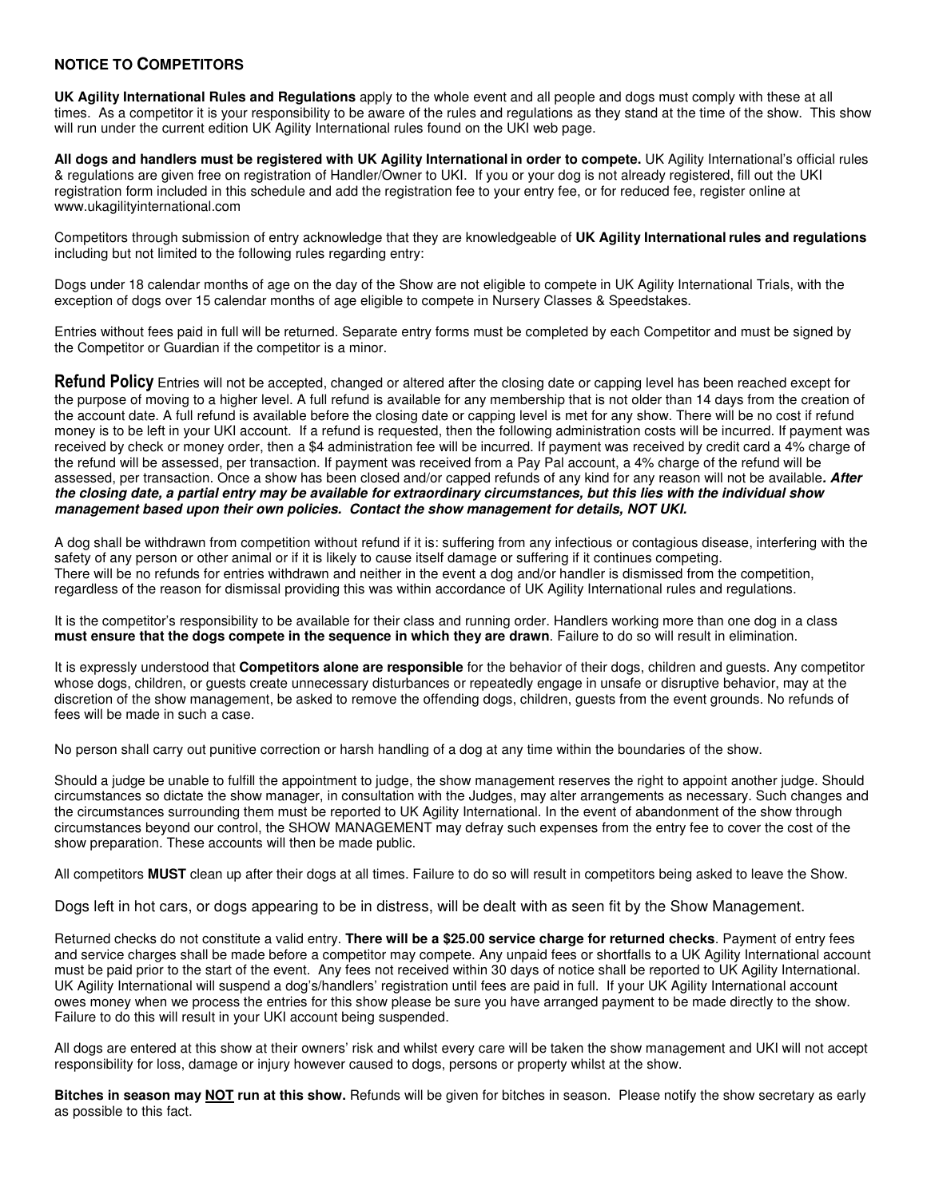## NOTICE TO COMPETITORS

**UK Agility International Rules and Regulations** apply to the whole event and all people and dogs must comply with these at all times. As a competitor it is your responsibility to be aware of the rules and regulations as they stand at the time of the show. This show will run under the current edition UK Agility International rules found on the UKI web page.

**All dogs and handlers must be registered with UK Agility International in order to compete.** UK Agility International's official rules & regulations are given free on registration of Handler/Owner to UKI. If you or your dog is not already registered, fill out the UKI registration form included in this schedule and add the registration fee to your entry fee, or for reduced fee, register online at www.ukagilityinternational.com

Competitors through submission of entry acknowledge that they are knowledgeable of **UK Agility International rules and regulations** including but not limited to the following rules regarding entry:

Dogs under 18 calendar months of age on the day of the Show are not eligible to compete in UK Agility International Trials, with the exception of dogs over 15 calendar months of age eligible to compete in Nursery Classes & Speedstakes.

Entries without fees paid in full will be returned. Separate entry forms must be completed by each Competitor and must be signed by the Competitor or Guardian if the competitor is a minor.

**Refund Policy** Entries will not be accepted, changed or altered after the closing date or capping level has been reached except for the purpose of moving to a higher level. A full refund is available for any membership that is not older than 14 days from the creation of the account date. A full refund is available before the closing date or capping level is met for any show. There will be no cost if refund money is to be left in your UKI account. If a refund is requested, then the following administration costs will be incurred. If payment was received by check or money order, then a $4 administration fee will be incurred. If payment was received by credit card a 4% charge of the refund will be assessed, per transaction. If payment was received from a Pay Pal account, a 4% charge of the refund will be assessed, per transaction. Once a show has been closed and/or capped refunds of any kind for any reason will not be available***. After the closing date, a partial entry may be available for extraordinary circumstances, but this lies with the individual show management based upon their own policies. Contact the show management for details, NOT UKI.***

A dog shall be withdrawn from competition without refund if it is: suffering from any infectious or contagious disease, interfering with the safety of any person or other animal or if it is likely to cause itself damage or suffering if it continues competing.
There will be no refunds for entries withdrawn and neither in the event a dog and/or handler is dismissed from the competition, regardless of the reason for dismissal providing this was within accordance of UK Agility International rules and regulations.

It is the competitor's responsibility to be available for their class and running order. Handlers working more than one dog in a class **must ensure that the dogs compete in the sequence in which they are drawn**. Failure to do so will result in elimination.

It is expressly understood that **Competitors alone are responsible** for the behavior of their dogs, children and guests. Any competitor whose dogs, children, or guests create unnecessary disturbances or repeatedly engage in unsafe or disruptive behavior, may at the discretion of the show management, be asked to remove the offending dogs, children, guests from the event grounds. No refunds of fees will be made in such a case.

No person shall carry out punitive correction or harsh handling of a dog at any time within the boundaries of the show.

Should a judge be unable to fulfill the appointment to judge, the show management reserves the right to appoint another judge. Should circumstances so dictate the show manager, in consultation with the Judges, may alter arrangements as necessary. Such changes and the circumstances surrounding them must be reported to UK Agility International. In the event of abandonment of the show through circumstances beyond our control, the SHOW MANAGEMENT may defray such expenses from the entry fee to cover the cost of the show preparation. These accounts will then be made public.

All competitors **MUST** clean up after their dogs at all times. Failure to do so will result in competitors being asked to leave the Show.

Dogs left in hot cars, or dogs appearing to be in distress, will be dealt with as seen fit by the Show Management.

Returned checks do not constitute a valid entry. **There will be a $25.00 service charge for returned checks**. Payment of entry fees and service charges shall be made before a competitor may compete. Any unpaid fees or shortfalls to a UK Agility International account must be paid prior to the start of the event. Any fees not received within 30 days of notice shall be reported to UK Agility International. UK Agility International will suspend a dog's/handlers' registration until fees are paid in full. If your UK Agility International account owes money when we process the entries for this show please be sure you have arranged payment to be made directly to the show. Failure to do this will result in your UKI account being suspended.

All dogs are entered at this show at their owners' risk and whilst every care will be taken the show management and UKI will not accept responsibility for loss, damage or injury however caused to dogs, persons or property whilst at the show.

**Bitches in season may <u>NOT</u> run at this show.** Refunds will be given for bitches in season. Please notify the show secretary as early as possible to this fact.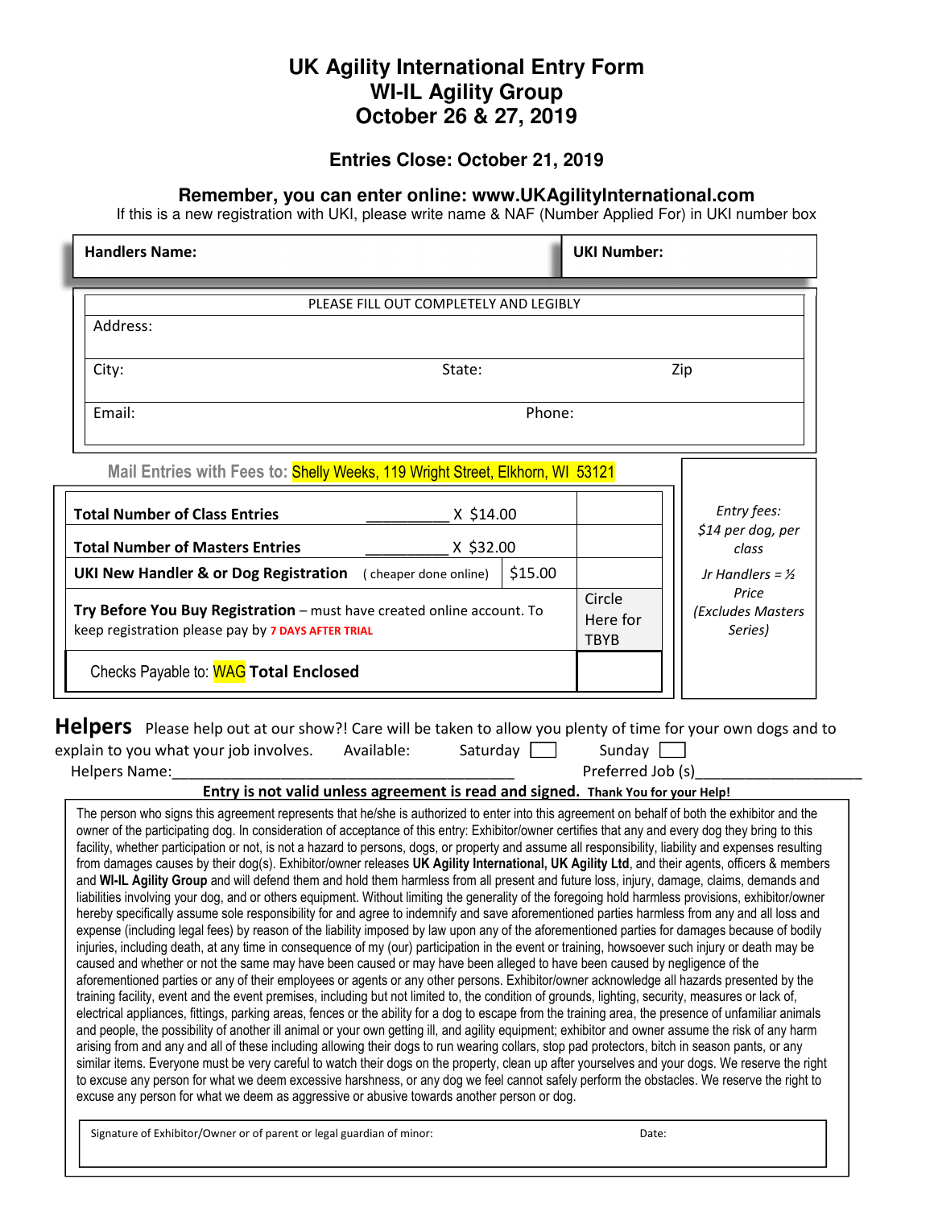# UK Agility International Entry Form
# WI-IL Agility Group
# October 26 & 27, 2019

### Entries Close: October 21, 2019

### Remember, you can enter online: www.UKAgilityInternational.com

If this is a new registration with UKI, please write name & NAF (Number Applied For) in UKI number box

| **Handlers Name:** | **UKI Number:** |
|---|---|

PLEASE FILL OUT COMPLETELY AND LEGIBLY

| | | |
|---|---|---|
| Address: | | |
| City: | State: | Zip |
| Email: | Phone: | |

**Mail Entries with Fees to:** Shelly Weeks, 119 Wright Street, Elkhorn, WI 53121

| | | |
|---|---|---|
| **Total Number of Class Entries** __________ X $14.00 | | |
| **Total Number of Masters Entries** __________ X $32.00 | | |
| **UKI New Handler & or Dog Registration** (cheaper done online) | $15.00 | |
| **Try Before You Buy Registration** – must have created online account. To keep registration please pay by 7 DAYS AFTER TRIAL | | Circle Here for TBYB |
| Checks Payable to: WAG **Total Enclosed** | | |

*Entry fees: $14 per dog, per class*

*Jr Handlers = ½ Price (Excludes Masters Series)*

**Helpers** Please help out at our show?! Care will be taken to allow you plenty of time for your own dogs and to explain to you what your job involves. Available: Saturday ☐ Sunday ☐

Helpers Name:____________________________________________ Preferred Job (s)____________________

**Entry is not valid unless agreement is read and signed.** **Thank You for your Help!**

The person who signs this agreement represents that he/she is authorized to enter into this agreement on behalf of both the exhibitor and the owner of the participating dog. In consideration of acceptance of this entry: Exhibitor/owner certifies that any and every dog they bring to this facility, whether participation or not, is not a hazard to persons, dogs, or property and assume all responsibility, liability and expenses resulting from damages causes by their dog(s). Exhibitor/owner releases **UK Agility International, UK Agility Ltd**, and their agents, officers & members and **WI-IL Agility Group** and will defend them and hold them harmless from all present and future loss, injury, damage, claims, demands and liabilities involving your dog, and or others equipment. Without limiting the generality of the foregoing hold harmless provisions, exhibitor/owner hereby specifically assume sole responsibility for and agree to indemnify and save aforementioned parties harmless from any and all loss and expense (including legal fees) by reason of the liability imposed by law upon any of the aforementioned parties for damages because of bodily injuries, including death, at any time in consequence of my (our) participation in the event or training, howsoever such injury or death may be caused and whether or not the same may have been caused or may have been alleged to have been caused by negligence of the aforementioned parties or any of their employees or agents or any other persons. Exhibitor/owner acknowledge all hazards presented by the training facility, event and the event premises, including but not limited to, the condition of grounds, lighting, security, measures or lack of, electrical appliances, fittings, parking areas, fences or the ability for a dog to escape from the training area, the presence of unfamiliar animals and people, the possibility of another ill animal or your own getting ill, and agility equipment; exhibitor and owner assume the risk of any harm arising from and any and all of these including allowing their dogs to run wearing collars, stop pad protectors, bitch in season pants, or any similar items. Everyone must be very careful to watch their dogs on the property, clean up after yourselves and your dogs. We reserve the right to excuse any person for what we deem excessive harshness, or any dog we feel cannot safely perform the obstacles. We reserve the right to excuse any person for what we deem as aggressive or abusive towards another person or dog.

| Signature of Exhibitor/Owner or of parent or legal guardian of minor: | Date: |
|---|---|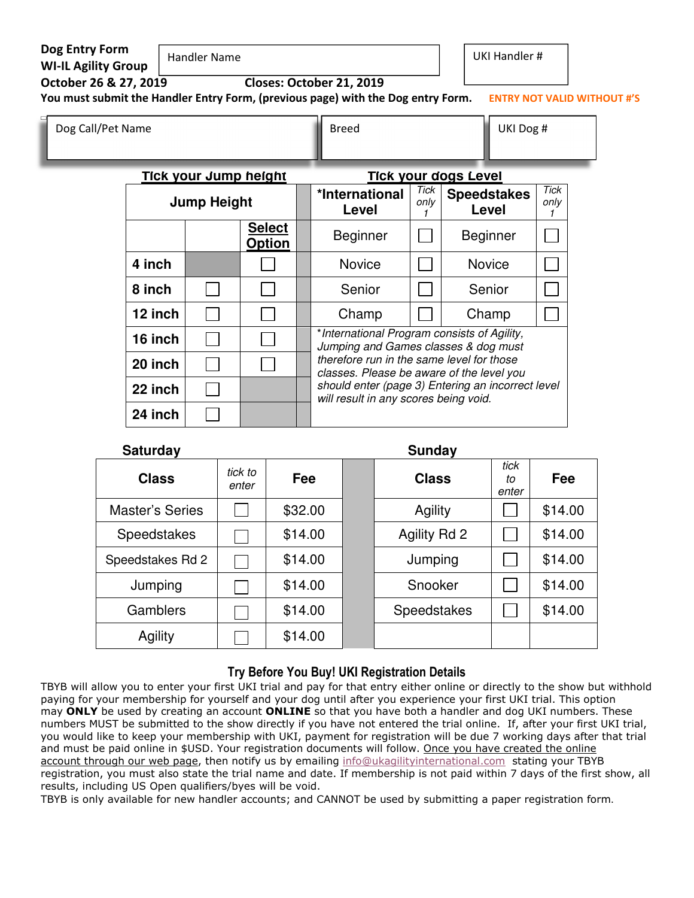**Dog Entry Form**
**WI-IL Agility Group**
**October 26 & 27, 2019** **Closes: October 21, 2019**

| Handler Name | UKI Handler # |
|---|---|
| | |

**You must submit the Handler Entry Form, (previous page) with the Dog entry Form.** ENTRY NOT VALID WITHOUT #'S

| Dog Call/Pet Name | Breed | UKI Dog # |
|---|---|---|
| | | |

**Tick your Jump height** **Tick your dogs Level**

| Jump Height | | | | *International Level | *Tick only 1* | Speedstakes Level | *Tick only 1* |
|---|---|---|---|---|---|---|---|
| | | **Select Option** | | Beginner | ☐ | Beginner | ☐ |
| **4 inch** | | ☐ | | Novice | ☐ | Novice | ☐ |
| **8 inch** | ☐ | ☐ | | Senior | ☐ | Senior | ☐ |
| **12 inch** | ☐ | ☐ | | Champ | ☐ | Champ | ☐ |
| **16 inch** | ☐ | ☐ | | | | | |
| **20 inch** | ☐ | ☐ | | | | | |
| **22 inch** | ☐ | | | | | | |
| **24 inch** | ☐ | | | | | | |

*\*International Program consists of Agility, Jumping and Games classes & dog must therefore run in the same level for those classes. Please be aware of the level you should enter (page 3) Entering an incorrect level will result in any scores being void.*

| **Saturday** Class | *tick to enter* | Fee | | **Sunday** Class | *tick to enter* | Fee |
|---|---|---|---|---|---|---|
| Master's Series | ☐ | $32.00 | | Agility | ☐ | $14.00 |
| Speedstakes | ☐ | $14.00 | | Agility Rd 2 | ☐ | $14.00 |
| Speedstakes Rd 2 | ☐ | $14.00 | | Jumping | ☐ | $14.00 |
| Jumping | ☐ | $14.00 | | Snooker | ☐ | $14.00 |
| Gamblers | ☐ | $14.00 | | Speedstakes | ☐ | $14.00 |
| Agility | ☐ | $14.00 | | | | |

## Try Before You Buy! UKI Registration Details

TBYB will allow you to enter your first UKI trial and pay for that entry either online or directly to the show but withhold paying for your membership for yourself and your dog until after you experience your first UKI trial. This option may **ONLY** be used by creating an account **ONLINE** so that you have both a handler and dog UKI numbers. These numbers MUST be submitted to the show directly if you have not entered the trial online. If, after your first UKI trial, you would like to keep your membership with UKI, payment for registration will be due 7 working days after that trial and must be paid online in $USD. Your registration documents will follow. Once you have created the online account through our web page, then notify us by emailing info@ukagilityinternational.com stating your TBYB registration, you must also state the trial name and date. If membership is not paid within 7 days of the first show, all results, including US Open qualifiers/byes will be void.
TBYB is only available for new handler accounts; and CANNOT be used by submitting a paper registration form.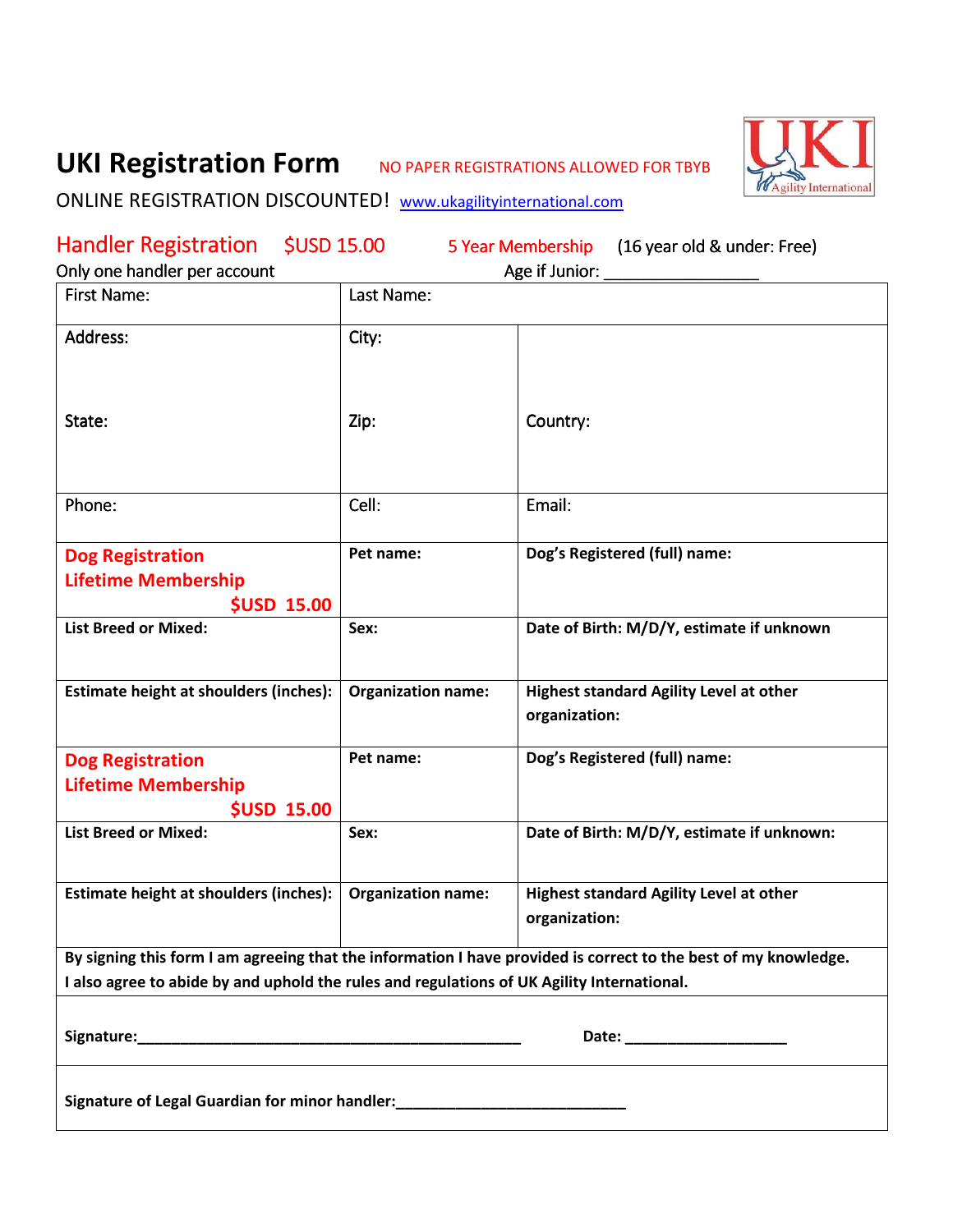# UKI Registration Form

NO PAPER REGISTRATIONS ALLOWED FOR TBYB

ONLINE REGISTRATION DISCOUNTED! www.ukagilityinternational.com

## Handler Registration $USD 15.00 5 Year Membership (16 year old & under: Free)

Only one handler per account Age if Junior: _________________

| First Name: | Last Name: | |
|---|---|---|
| Address:<br><br>State: | City:<br><br>Zip: | Country: |
| Phone: | Cell: | Email: |
| **Dog Registration Lifetime Membership $USD 15.00** | **Pet name:** | **Dog's Registered (full) name:** |
| **List Breed or Mixed:** | **Sex:** | **Date of Birth: M/D/Y, estimate if unknown** |
| **Estimate height at shoulders (inches):** | **Organization name:** | **Highest standard Agility Level at other organization:** |
| **Dog Registration Lifetime Membership $USD 15.00** | **Pet name:** | **Dog's Registered (full) name:** |
| **List Breed or Mixed:** | **Sex:** | **Date of Birth: M/D/Y, estimate if unknown:** |
| **Estimate height at shoulders (inches):** | **Organization name:** | **Highest standard Agility Level at other organization:** |

**By signing this form I am agreeing that the information I have provided is correct to the best of my knowledge. I also agree to abide by and uphold the rules and regulations of UK Agility International.**

**Signature:_______________________________________________ Date: ___________________**

**Signature of Legal Guardian for minor handler:____________________________**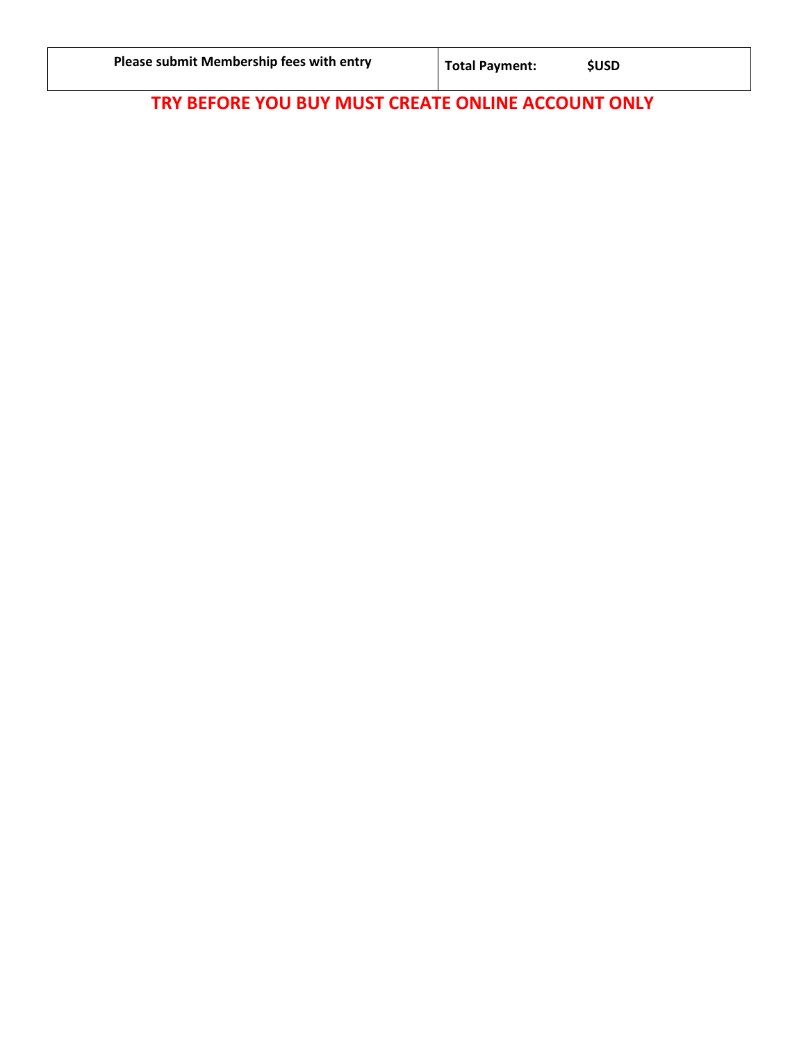| | |
|---|---|
| **Please submit Membership fees with entry** | **Total Payment: $USD** |

**TRY BEFORE YOU BUY MUST CREATE ONLINE ACCOUNT ONLY**